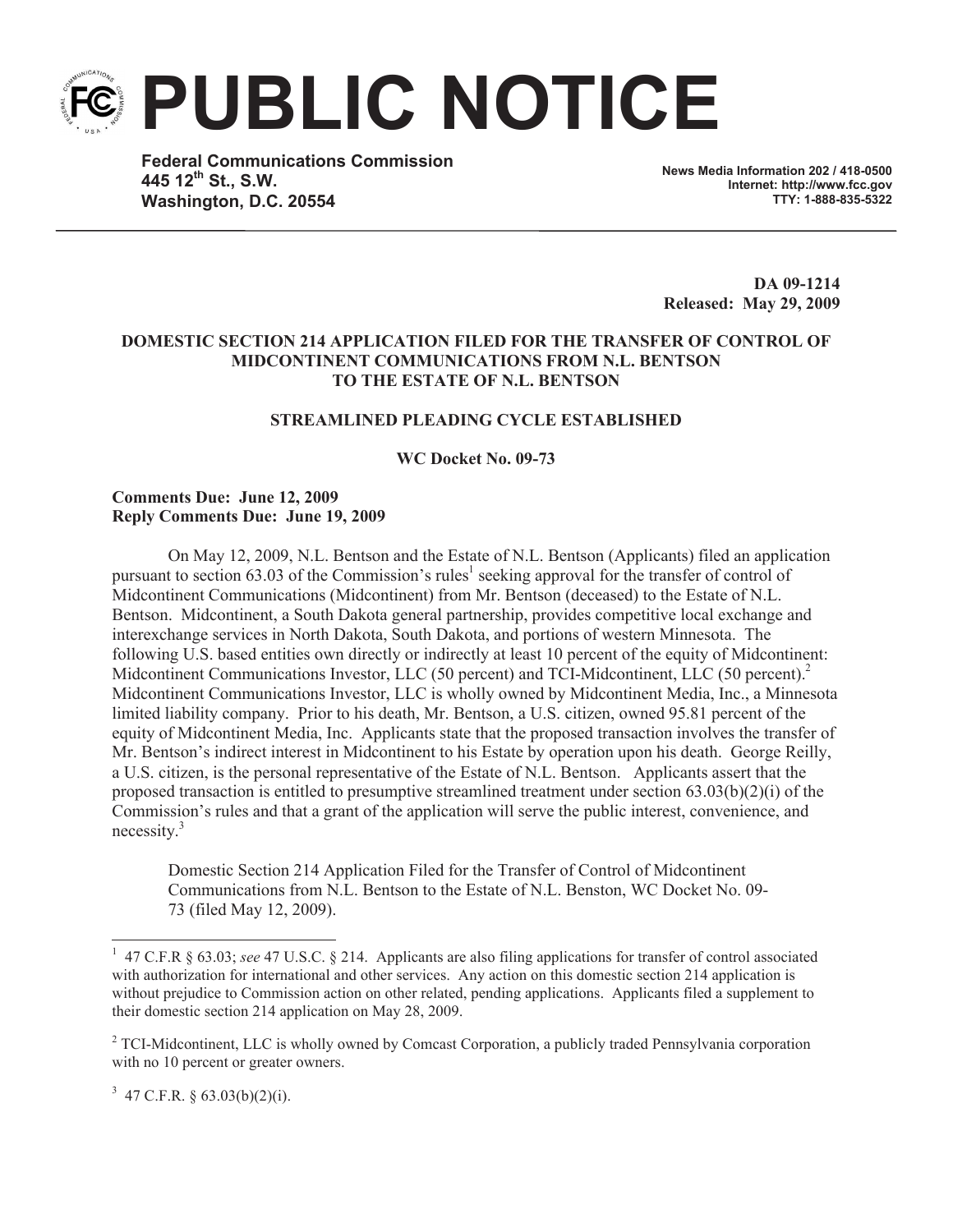# PUBLIC NOTICE

**Federal Communications Commission**
**445 12th St., S.W.**
**Washington, D.C. 20554**

**News Media Information 202 / 418-0500**
**Internet: http://www.fcc.gov**
**TTY: 1-888-835-5322**

**DA 09-1214**
**Released: May 29, 2009**

**DOMESTIC SECTION 214 APPLICATION FILED FOR THE TRANSFER OF CONTROL OF MIDCONTINENT COMMUNICATIONS FROM N.L. BENTSON TO THE ESTATE OF N.L. BENTSON**

**STREAMLINED PLEADING CYCLE ESTABLISHED**

**WC Docket No. 09-73**

**Comments Due: June 12, 2009**
**Reply Comments Due: June 19, 2009**

On May 12, 2009, N.L. Bentson and the Estate of N.L. Bentson (Applicants) filed an application pursuant to section 63.03 of the Commission's rules[1] seeking approval for the transfer of control of Midcontinent Communications (Midcontinent) from Mr. Bentson (deceased) to the Estate of N.L. Bentson. Midcontinent, a South Dakota general partnership, provides competitive local exchange and interexchange services in North Dakota, South Dakota, and portions of western Minnesota. The following U.S. based entities own directly or indirectly at least 10 percent of the equity of Midcontinent: Midcontinent Communications Investor, LLC (50 percent) and TCI-Midcontinent, LLC (50 percent).[2] Midcontinent Communications Investor, LLC is wholly owned by Midcontinent Media, Inc., a Minnesota limited liability company. Prior to his death, Mr. Bentson, a U.S. citizen, owned 95.81 percent of the equity of Midcontinent Media, Inc. Applicants state that the proposed transaction involves the transfer of Mr. Bentson's indirect interest in Midcontinent to his Estate by operation upon his death. George Reilly, a U.S. citizen, is the personal representative of the Estate of N.L. Bentson. Applicants assert that the proposed transaction is entitled to presumptive streamlined treatment under section 63.03(b)(2)(i) of the Commission's rules and that a grant of the application will serve the public interest, convenience, and necessity.[3]

> Domestic Section 214 Application Filed for the Transfer of Control of Midcontinent Communications from N.L. Bentson to the Estate of N.L. Benston, WC Docket No. 09-73 (filed May 12, 2009).

---

[1] 47 C.F.R § 63.03; *see* 47 U.S.C. § 214. Applicants are also filing applications for transfer of control associated with authorization for international and other services. Any action on this domestic section 214 application is without prejudice to Commission action on other related, pending applications. Applicants filed a supplement to their domestic section 214 application on May 28, 2009.

[2] TCI-Midcontinent, LLC is wholly owned by Comcast Corporation, a publicly traded Pennsylvania corporation with no 10 percent or greater owners.

[3] 47 C.F.R. § 63.03(b)(2)(i).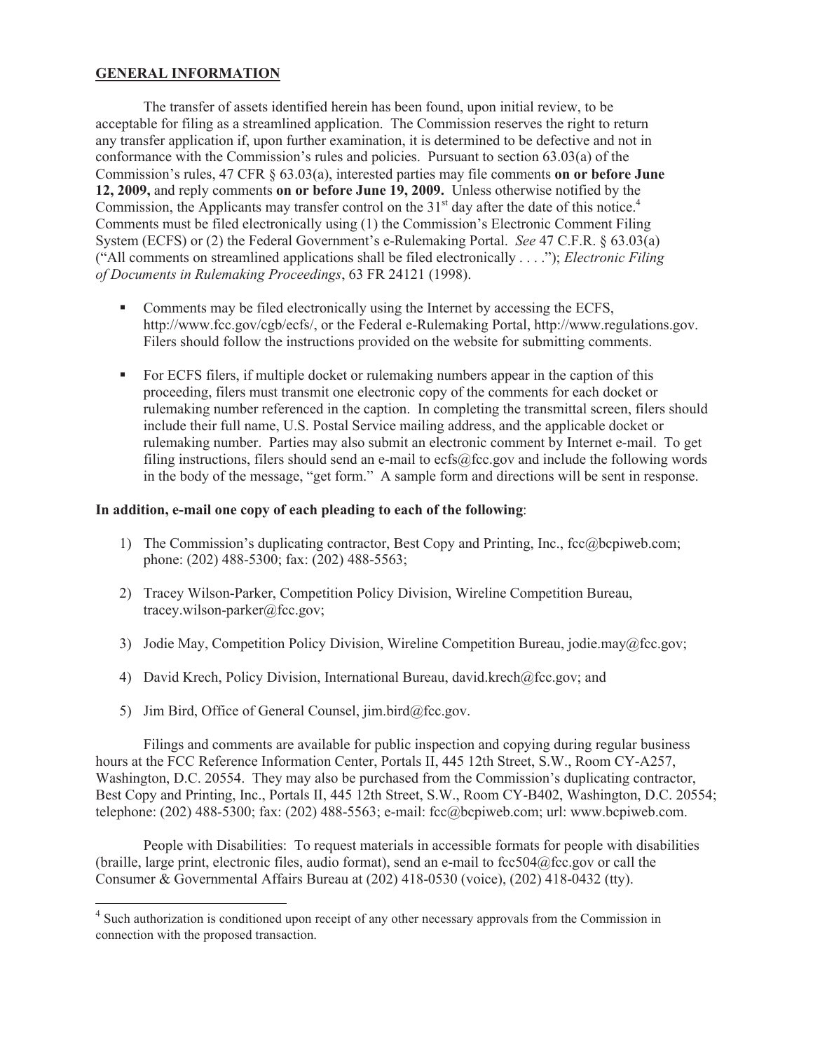## GENERAL INFORMATION

The transfer of assets identified herein has been found, upon initial review, to be acceptable for filing as a streamlined application. The Commission reserves the right to return any transfer application if, upon further examination, it is determined to be defective and not in conformance with the Commission's rules and policies. Pursuant to section 63.03(a) of the Commission's rules, 47 CFR § 63.03(a), interested parties may file comments **on or before June 12, 2009,** and reply comments **on or before June 19, 2009.** Unless otherwise notified by the Commission, the Applicants may transfer control on the 31st day after the date of this notice.[4] Comments must be filed electronically using (1) the Commission's Electronic Comment Filing System (ECFS) or (2) the Federal Government's e-Rulemaking Portal. *See* 47 C.F.R. § 63.03(a) ("All comments on streamlined applications shall be filed electronically . . . ."); *Electronic Filing of Documents in Rulemaking Proceedings*, 63 FR 24121 (1998).

- Comments may be filed electronically using the Internet by accessing the ECFS, http://www.fcc.gov/cgb/ecfs/, or the Federal e-Rulemaking Portal, http://www.regulations.gov. Filers should follow the instructions provided on the website for submitting comments.
- For ECFS filers, if multiple docket or rulemaking numbers appear in the caption of this proceeding, filers must transmit one electronic copy of the comments for each docket or rulemaking number referenced in the caption. In completing the transmittal screen, filers should include their full name, U.S. Postal Service mailing address, and the applicable docket or rulemaking number. Parties may also submit an electronic comment by Internet e-mail. To get filing instructions, filers should send an e-mail to ecfs@fcc.gov and include the following words in the body of the message, "get form." A sample form and directions will be sent in response.

**In addition, e-mail one copy of each pleading to each of the following**:

1) The Commission's duplicating contractor, Best Copy and Printing, Inc., fcc@bcpiweb.com; phone: (202) 488-5300; fax: (202) 488-5563;
2) Tracey Wilson-Parker, Competition Policy Division, Wireline Competition Bureau, tracey.wilson-parker@fcc.gov;
3) Jodie May, Competition Policy Division, Wireline Competition Bureau, jodie.may@fcc.gov;
4) David Krech, Policy Division, International Bureau, david.krech@fcc.gov; and
5) Jim Bird, Office of General Counsel, jim.bird@fcc.gov.

Filings and comments are available for public inspection and copying during regular business hours at the FCC Reference Information Center, Portals II, 445 12th Street, S.W., Room CY-A257, Washington, D.C. 20554. They may also be purchased from the Commission's duplicating contractor, Best Copy and Printing, Inc., Portals II, 445 12th Street, S.W., Room CY-B402, Washington, D.C. 20554; telephone: (202) 488-5300; fax: (202) 488-5563; e-mail: fcc@bcpiweb.com; url: www.bcpiweb.com.

People with Disabilities: To request materials in accessible formats for people with disabilities (braille, large print, electronic files, audio format), send an e-mail to fcc504@fcc.gov or call the Consumer & Governmental Affairs Bureau at (202) 418-0530 (voice), (202) 418-0432 (tty).

---

[4] Such authorization is conditioned upon receipt of any other necessary approvals from the Commission in connection with the proposed transaction.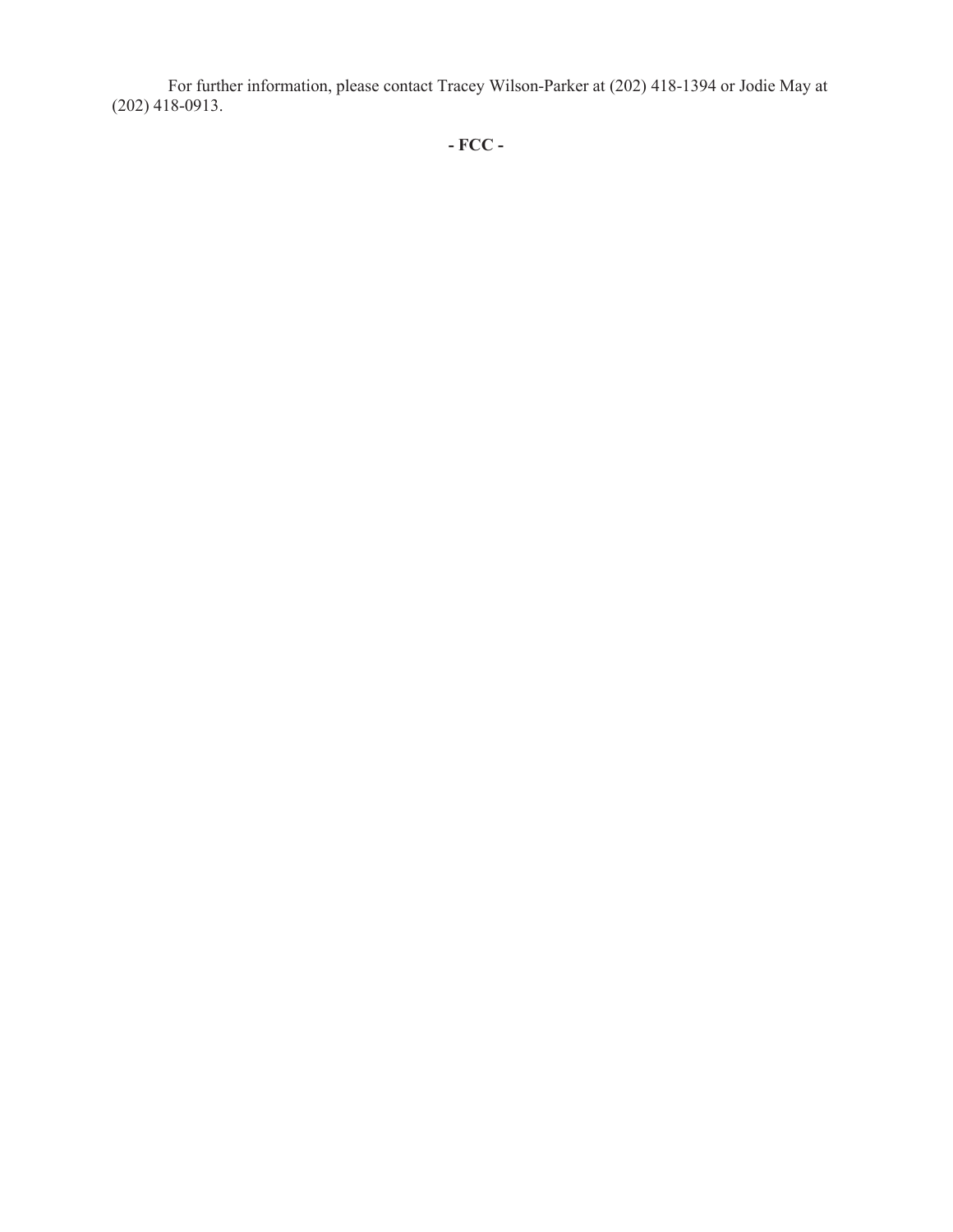For further information, please contact Tracey Wilson-Parker at (202) 418-1394 or Jodie May at (202) 418-0913.

**- FCC -**